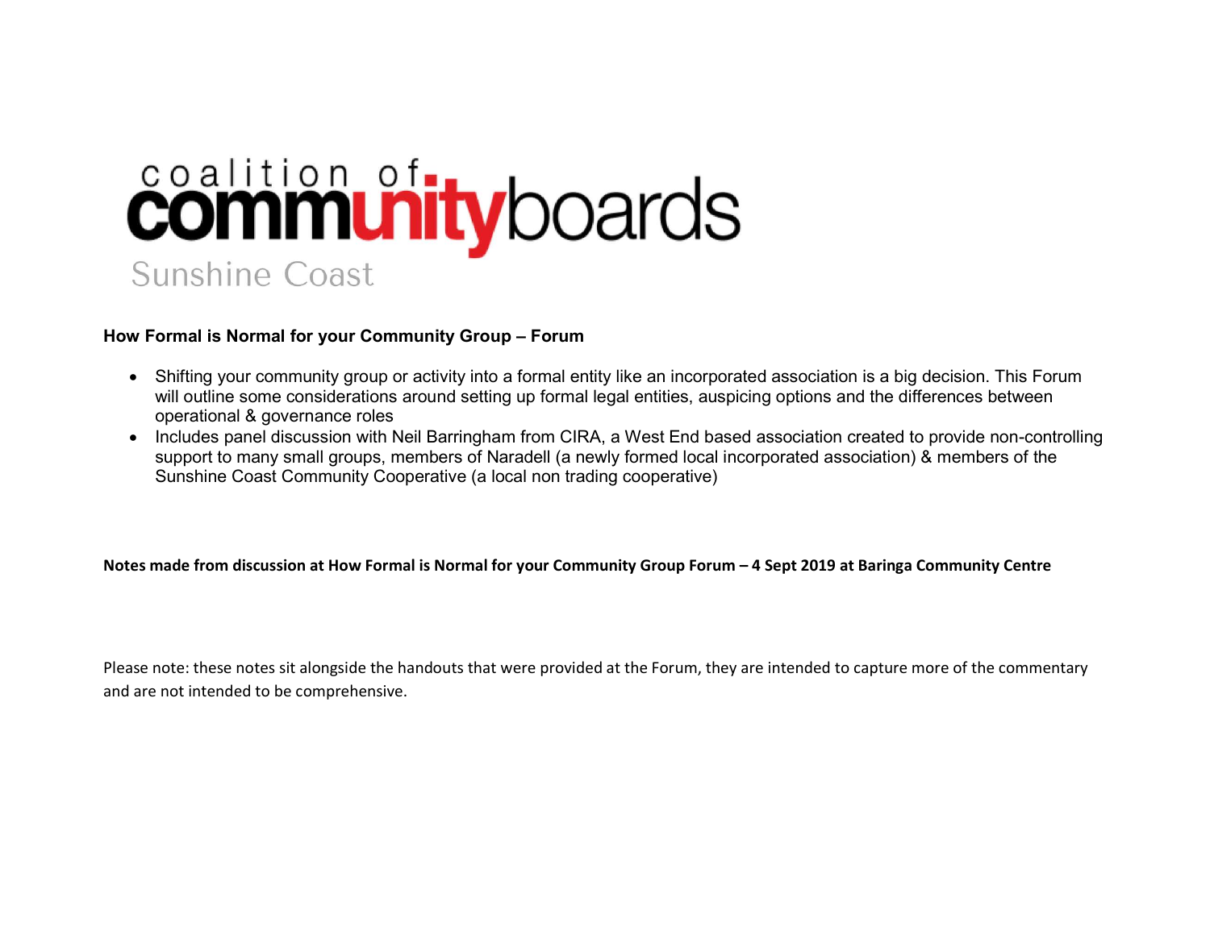# coalition of communityboards

Sunshine Coast

**How Formal is Normal for your Community Group – Forum**

- Shifting your community group or activity into a formal entity like an incorporated association is a big decision. This Forum will outline some considerations around setting up formal legal entities, auspicing options and the differences between operational & governance roles
- Includes panel discussion with Neil Barringham from CIRA, a West End based association created to provide non-controlling support to many small groups, members of Naradell (a newly formed local incorporated association) & members of the Sunshine Coast Community Cooperative (a local non trading cooperative)

**Notes made from discussion at How Formal is Normal for your Community Group Forum – 4 Sept 2019 at Baringa Community Centre**

Please note: these notes sit alongside the handouts that were provided at the Forum, they are intended to capture more of the commentary and are not intended to be comprehensive.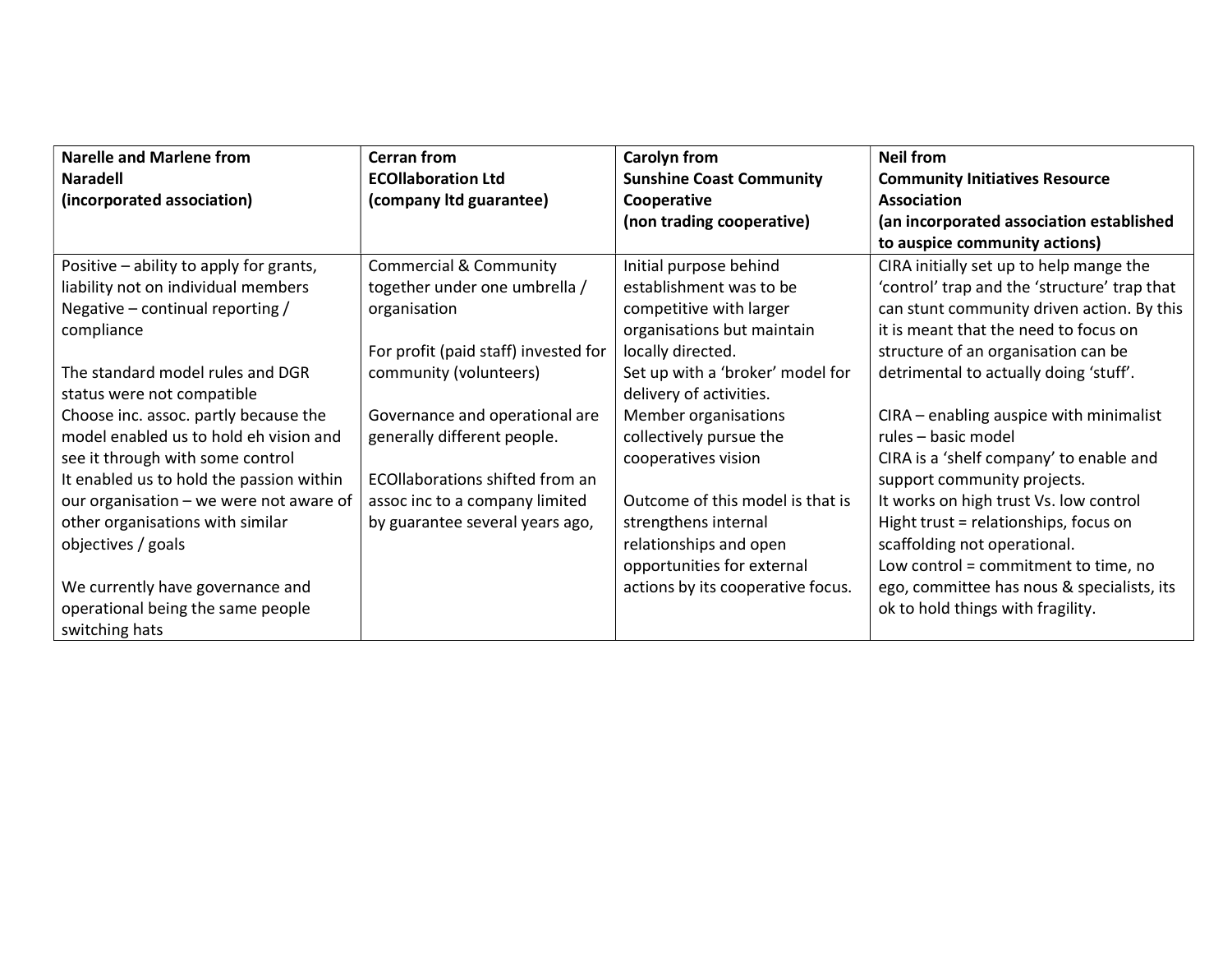| **Narelle and Marlene from Naradell (incorporated association)** | **Cerran from ECOllaboration Ltd (company ltd guarantee)** | **Carolyn from Sunshine Coast Community Cooperative (non trading cooperative)** | **Neil from Community Initiatives Resource Association (an incorporated association established to auspice community actions)** |
| --- | --- | --- | --- |
| Positive – ability to apply for grants, liability not on individual members<br>Negative – continual reporting / compliance<br><br>The standard model rules and DGR status were not compatible<br>Choose inc. assoc. partly because the model enabled us to hold eh vision and see it through with some control<br>It enabled us to hold the passion within our organisation – we were not aware of other organisations with similar objectives / goals<br><br>We currently have governance and operational being the same people switching hats | Commercial & Community together under one umbrella / organisation<br><br>For profit (paid staff) invested for community (volunteers)<br><br>Governance and operational are generally different people.<br><br>ECOllaborations shifted from an assoc inc to a company limited by guarantee several years ago, | Initial purpose behind establishment was to be competitive with larger organisations but maintain locally directed.<br>Set up with a 'broker' model for delivery of activities.<br>Member organisations collectively pursue the cooperatives vision<br><br>Outcome of this model is that is strengthens internal relationships and open opportunities for external actions by its cooperative focus. | CIRA initially set up to help mange the 'control' trap and the 'structure' trap that can stunt community driven action. By this it is meant that the need to focus on structure of an organisation can be detrimental to actually doing 'stuff'.<br><br>CIRA – enabling auspice with minimalist rules – basic model<br>CIRA is a 'shelf company' to enable and support community projects.<br>It works on high trust Vs. low control<br>Hight trust = relationships, focus on scaffolding not operational.<br>Low control = commitment to time, no ego, committee has nous & specialists, its ok to hold things with fragility. |